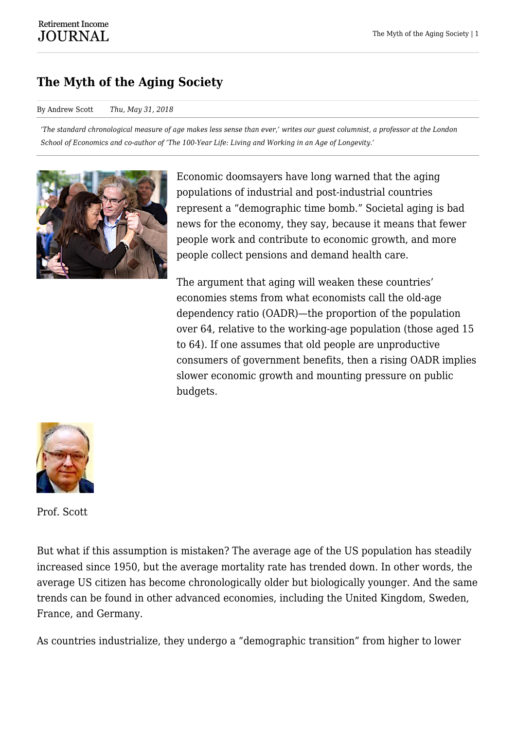# The Myth of the Aging Society

By Andrew Scott *Thu, May 31, 2018*

*'The standard chronological measure of age makes less sense than ever,' writes our guest columnist, a professor at the London School of Economics and co-author of 'The 100-Year Life: Living and Working in an Age of Longevity.'*

Economic doomsayers have long warned that the aging populations of industrial and post-industrial countries represent a "demographic time bomb." Societal aging is bad news for the economy, they say, because it means that fewer people work and contribute to economic growth, and more people collect pensions and demand health care.

The argument that aging will weaken these countries' economies stems from what economists call the old-age dependency ratio (OADR)—the proportion of the population over 64, relative to the working-age population (those aged 15 to 64). If one assumes that old people are unproductive consumers of government benefits, then a rising OADR implies slower economic growth and mounting pressure on public budgets.

Prof. Scott

But what if this assumption is mistaken? The average age of the US population has steadily increased since 1950, but the average mortality rate has trended down. In other words, the average US citizen has become chronologically older but biologically younger. And the same trends can be found in other advanced economies, including the United Kingdom, Sweden, France, and Germany.

As countries industrialize, they undergo a "demographic transition" from higher to lower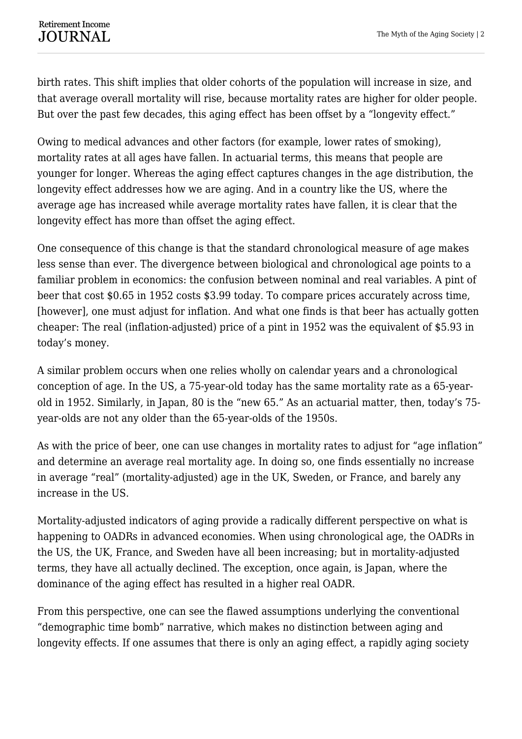birth rates. This shift implies that older cohorts of the population will increase in size, and that average overall mortality will rise, because mortality rates are higher for older people. But over the past few decades, this aging effect has been offset by a "longevity effect."

Owing to medical advances and other factors (for example, lower rates of smoking), mortality rates at all ages have fallen. In actuarial terms, this means that people are younger for longer. Whereas the aging effect captures changes in the age distribution, the longevity effect addresses how we are aging. And in a country like the US, where the average age has increased while average mortality rates have fallen, it is clear that the longevity effect has more than offset the aging effect.

One consequence of this change is that the standard chronological measure of age makes less sense than ever. The divergence between biological and chronological age points to a familiar problem in economics: the confusion between nominal and real variables. A pint of beer that cost $0.65 in 1952 costs $3.99 today. To compare prices accurately across time, [however], one must adjust for inflation. And what one finds is that beer has actually gotten cheaper: The real (inflation-adjusted) price of a pint in 1952 was the equivalent of $5.93 in today's money.

A similar problem occurs when one relies wholly on calendar years and a chronological conception of age. In the US, a 75-year-old today has the same mortality rate as a 65-year-old in 1952. Similarly, in Japan, 80 is the "new 65." As an actuarial matter, then, today's 75-year-olds are not any older than the 65-year-olds of the 1950s.

As with the price of beer, one can use changes in mortality rates to adjust for "age inflation" and determine an average real mortality age. In doing so, one finds essentially no increase in average "real" (mortality-adjusted) age in the UK, Sweden, or France, and barely any increase in the US.

Mortality-adjusted indicators of aging provide a radically different perspective on what is happening to OADRs in advanced economies. When using chronological age, the OADRs in the US, the UK, France, and Sweden have all been increasing; but in mortality-adjusted terms, they have all actually declined. The exception, once again, is Japan, where the dominance of the aging effect has resulted in a higher real OADR.

From this perspective, one can see the flawed assumptions underlying the conventional "demographic time bomb" narrative, which makes no distinction between aging and longevity effects. If one assumes that there is only an aging effect, a rapidly aging society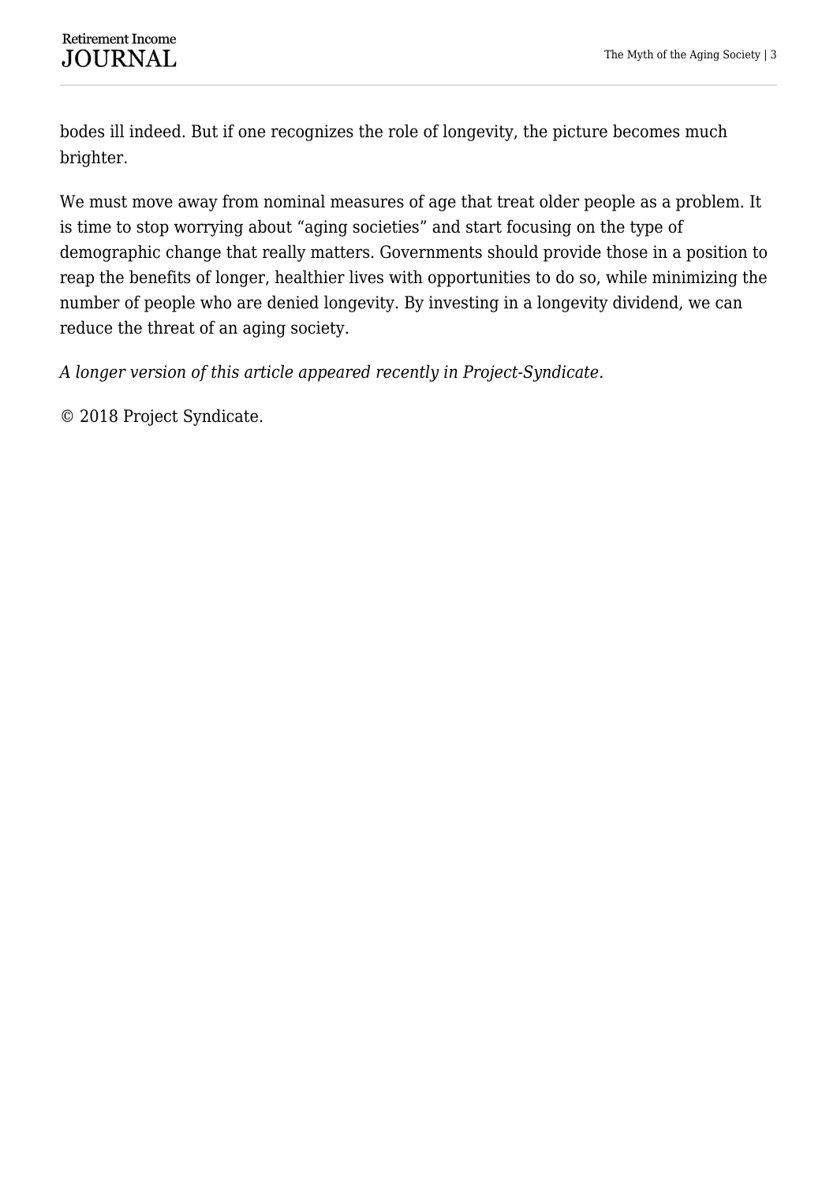bodes ill indeed. But if one recognizes the role of longevity, the picture becomes much brighter.

We must move away from nominal measures of age that treat older people as a problem. It is time to stop worrying about "aging societies" and start focusing on the type of demographic change that really matters. Governments should provide those in a position to reap the benefits of longer, healthier lives with opportunities to do so, while minimizing the number of people who are denied longevity. By investing in a longevity dividend, we can reduce the threat of an aging society.

*A longer version of this article appeared recently in Project-Syndicate.*

© 2018 Project Syndicate.